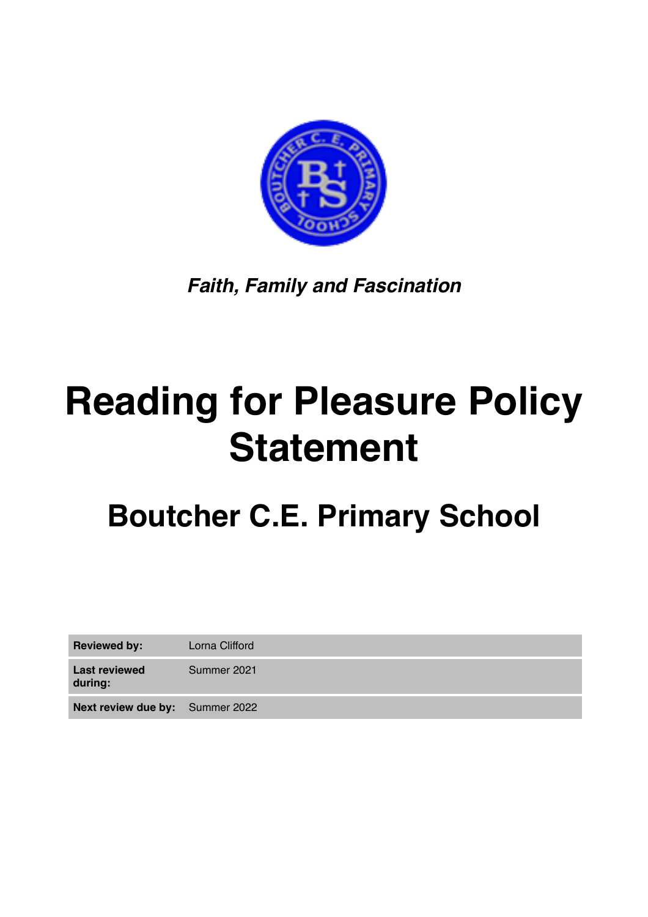***Faith, Family and Fascination***

# Reading for Pleasure Policy Statement

## Boutcher C.E. Primary School

| | |
|---|---|
| **Reviewed by:** | Lorna Clifford |
| **Last reviewed during:** | Summer 2021 |
| **Next review due by:** | Summer 2022 |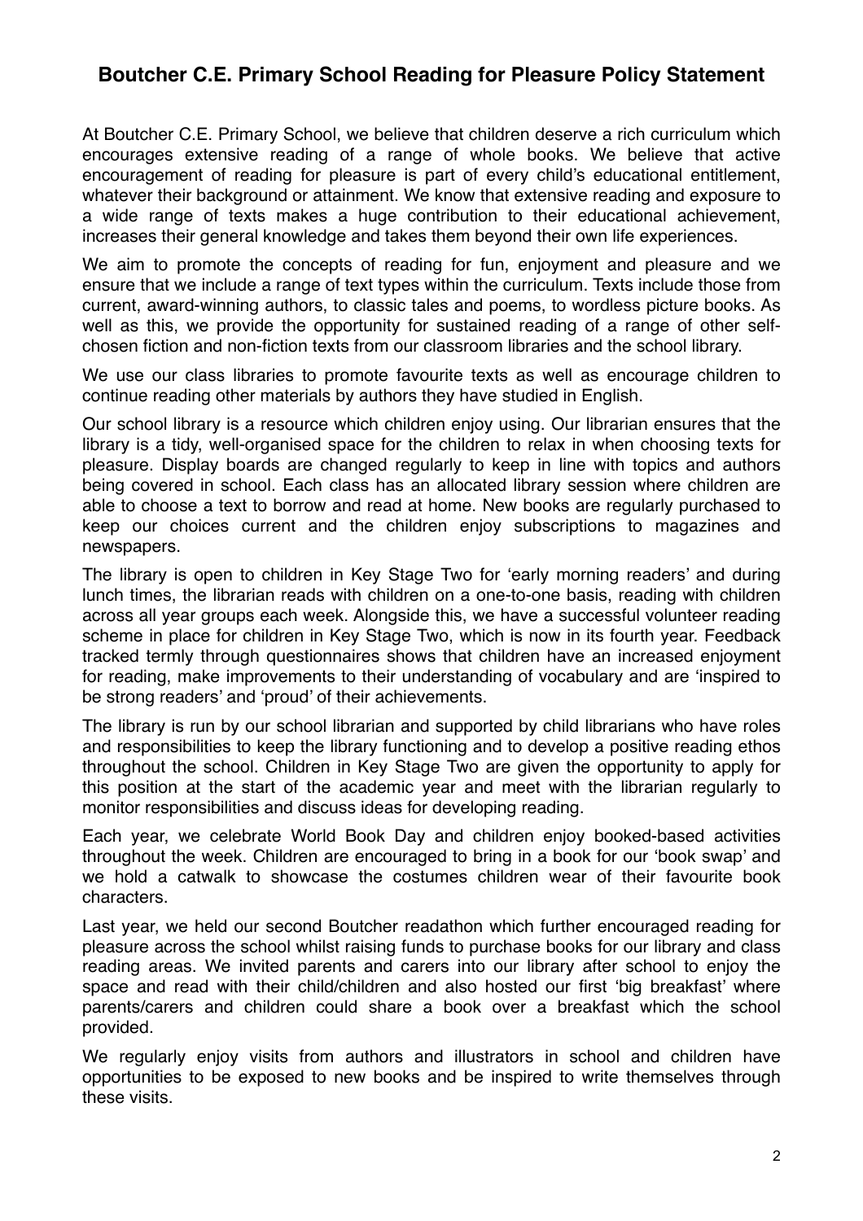## Boutcher C.E. Primary School Reading for Pleasure Policy Statement

At Boutcher C.E. Primary School, we believe that children deserve a rich curriculum which encourages extensive reading of a range of whole books. We believe that active encouragement of reading for pleasure is part of every child's educational entitlement, whatever their background or attainment. We know that extensive reading and exposure to a wide range of texts makes a huge contribution to their educational achievement, increases their general knowledge and takes them beyond their own life experiences.

We aim to promote the concepts of reading for fun, enjoyment and pleasure and we ensure that we include a range of text types within the curriculum. Texts include those from current, award-winning authors, to classic tales and poems, to wordless picture books. As well as this, we provide the opportunity for sustained reading of a range of other self-chosen fiction and non-fiction texts from our classroom libraries and the school library.

We use our class libraries to promote favourite texts as well as encourage children to continue reading other materials by authors they have studied in English.

Our school library is a resource which children enjoy using. Our librarian ensures that the library is a tidy, well-organised space for the children to relax in when choosing texts for pleasure. Display boards are changed regularly to keep in line with topics and authors being covered in school. Each class has an allocated library session where children are able to choose a text to borrow and read at home. New books are regularly purchased to keep our choices current and the children enjoy subscriptions to magazines and newspapers.

The library is open to children in Key Stage Two for 'early morning readers' and during lunch times, the librarian reads with children on a one-to-one basis, reading with children across all year groups each week. Alongside this, we have a successful volunteer reading scheme in place for children in Key Stage Two, which is now in its fourth year. Feedback tracked termly through questionnaires shows that children have an increased enjoyment for reading, make improvements to their understanding of vocabulary and are 'inspired to be strong readers' and 'proud' of their achievements.

The library is run by our school librarian and supported by child librarians who have roles and responsibilities to keep the library functioning and to develop a positive reading ethos throughout the school. Children in Key Stage Two are given the opportunity to apply for this position at the start of the academic year and meet with the librarian regularly to monitor responsibilities and discuss ideas for developing reading.

Each year, we celebrate World Book Day and children enjoy booked-based activities throughout the week. Children are encouraged to bring in a book for our 'book swap' and we hold a catwalk to showcase the costumes children wear of their favourite book characters.

Last year, we held our second Boutcher readathon which further encouraged reading for pleasure across the school whilst raising funds to purchase books for our library and class reading areas. We invited parents and carers into our library after school to enjoy the space and read with their child/children and also hosted our first 'big breakfast' where parents/carers and children could share a book over a breakfast which the school provided.

We regularly enjoy visits from authors and illustrators in school and children have opportunities to be exposed to new books and be inspired to write themselves through these visits.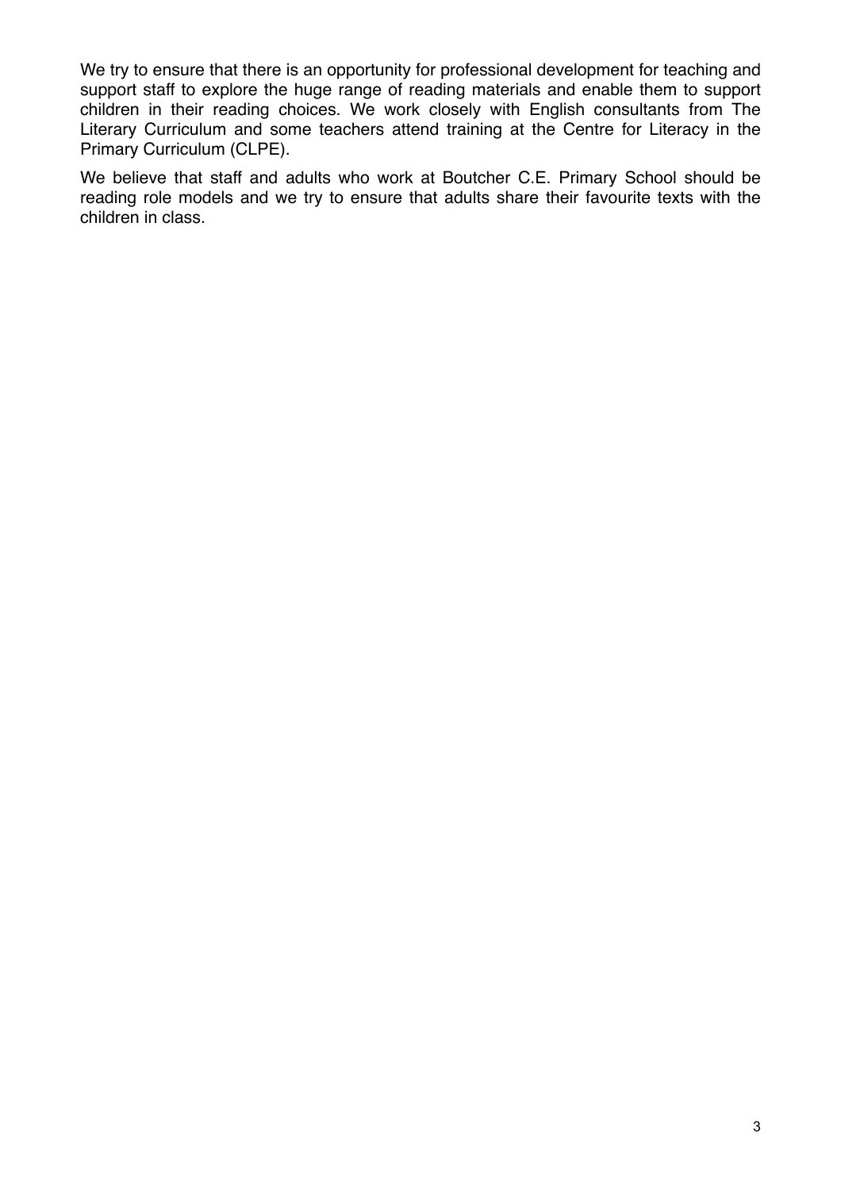We try to ensure that there is an opportunity for professional development for teaching and support staff to explore the huge range of reading materials and enable them to support children in their reading choices. We work closely with English consultants from The Literary Curriculum and some teachers attend training at the Centre for Literacy in the Primary Curriculum (CLPE).

We believe that staff and adults who work at Boutcher C.E. Primary School should be reading role models and we try to ensure that adults share their favourite texts with the children in class.